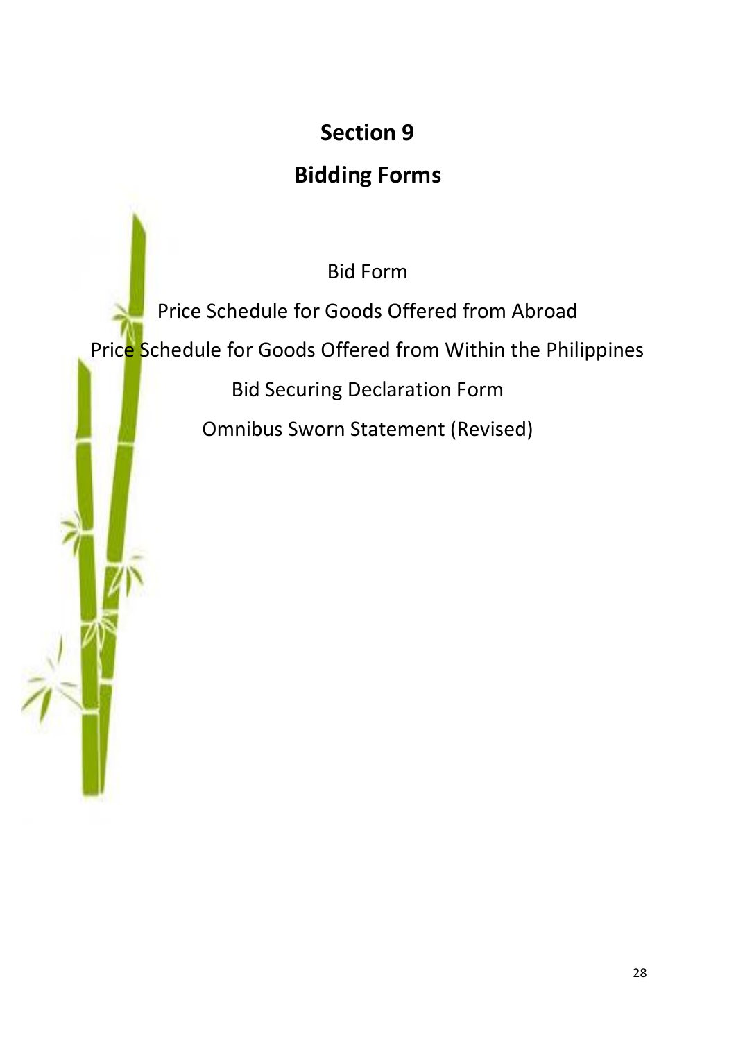# Section 9

# Bidding Forms

Bid Form

Price Schedule for Goods Offered from Abroad

Price Schedule for Goods Offered from Within the Philippines

Bid Securing Declaration Form

Omnibus Sworn Statement (Revised)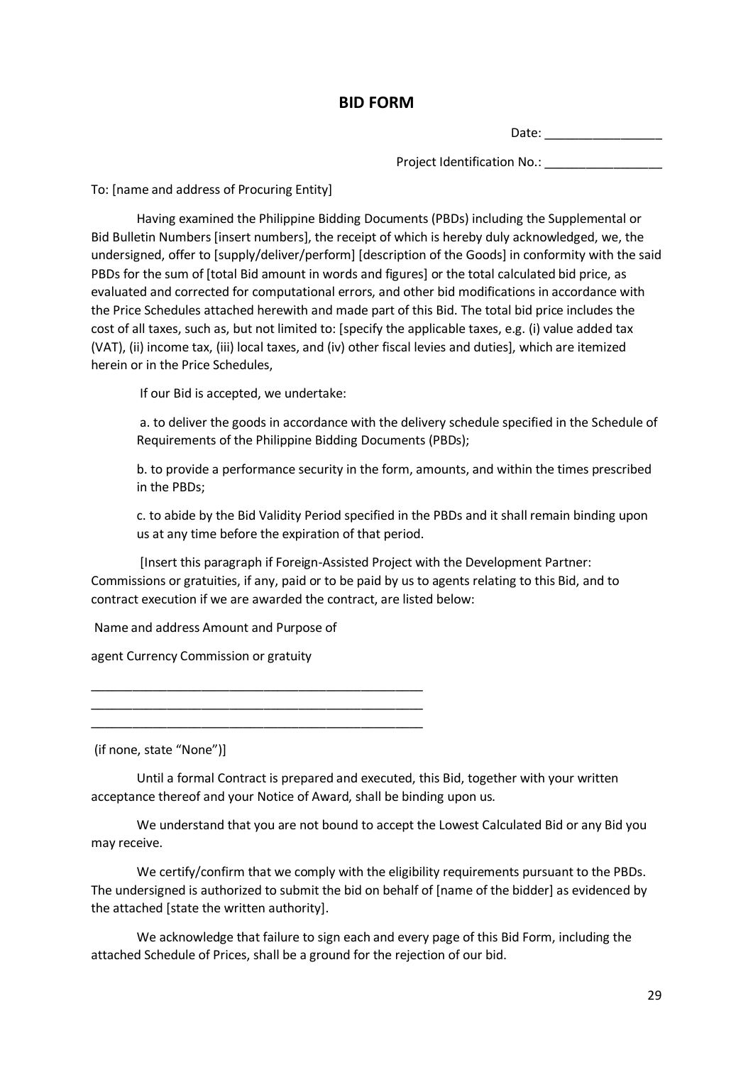# BID FORM

Date: _________________

Project Identification No.: _________________

To: [name and address of Procuring Entity]

Having examined the Philippine Bidding Documents (PBDs) including the Supplemental or Bid Bulletin Numbers [insert numbers], the receipt of which is hereby duly acknowledged, we, the undersigned, offer to [supply/deliver/perform] [description of the Goods] in conformity with the said PBDs for the sum of [total Bid amount in words and figures] or the total calculated bid price, as evaluated and corrected for computational errors, and other bid modifications in accordance with the Price Schedules attached herewith and made part of this Bid. The total bid price includes the cost of all taxes, such as, but not limited to: [specify the applicable taxes, e.g. (i) value added tax (VAT), (ii) income tax, (iii) local taxes, and (iv) other fiscal levies and duties], which are itemized herein or in the Price Schedules,

If our Bid is accepted, we undertake:

a. to deliver the goods in accordance with the delivery schedule specified in the Schedule of Requirements of the Philippine Bidding Documents (PBDs);

b. to provide a performance security in the form, amounts, and within the times prescribed in the PBDs;

c. to abide by the Bid Validity Period specified in the PBDs and it shall remain binding upon us at any time before the expiration of that period.

[Insert this paragraph if Foreign-Assisted Project with the Development Partner: Commissions or gratuities, if any, paid or to be paid by us to agents relating to this Bid, and to contract execution if we are awarded the contract, are listed below:

Name and address Amount and Purpose of

agent Currency Commission or gratuity

__________________________________________________
__________________________________________________
__________________________________________________

(if none, state "None")]

Until a formal Contract is prepared and executed, this Bid, together with your written acceptance thereof and your Notice of Award, shall be binding upon us.

We understand that you are not bound to accept the Lowest Calculated Bid or any Bid you may receive.

We certify/confirm that we comply with the eligibility requirements pursuant to the PBDs. The undersigned is authorized to submit the bid on behalf of [name of the bidder] as evidenced by the attached [state the written authority].

We acknowledge that failure to sign each and every page of this Bid Form, including the attached Schedule of Prices, shall be a ground for the rejection of our bid.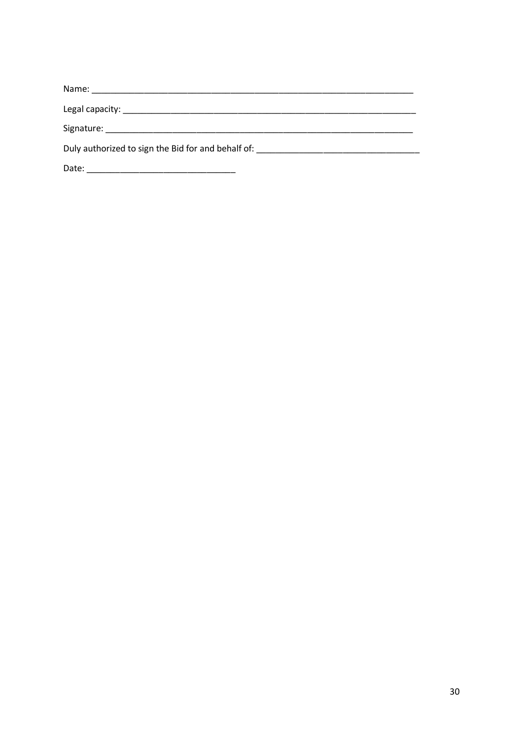Name: ___________________________________________________________________

Legal capacity: ______________________________________________________________

Signature: _________________________________________________________________

Duly authorized to sign the Bid for and behalf of: __________________________________

Date: ______________________________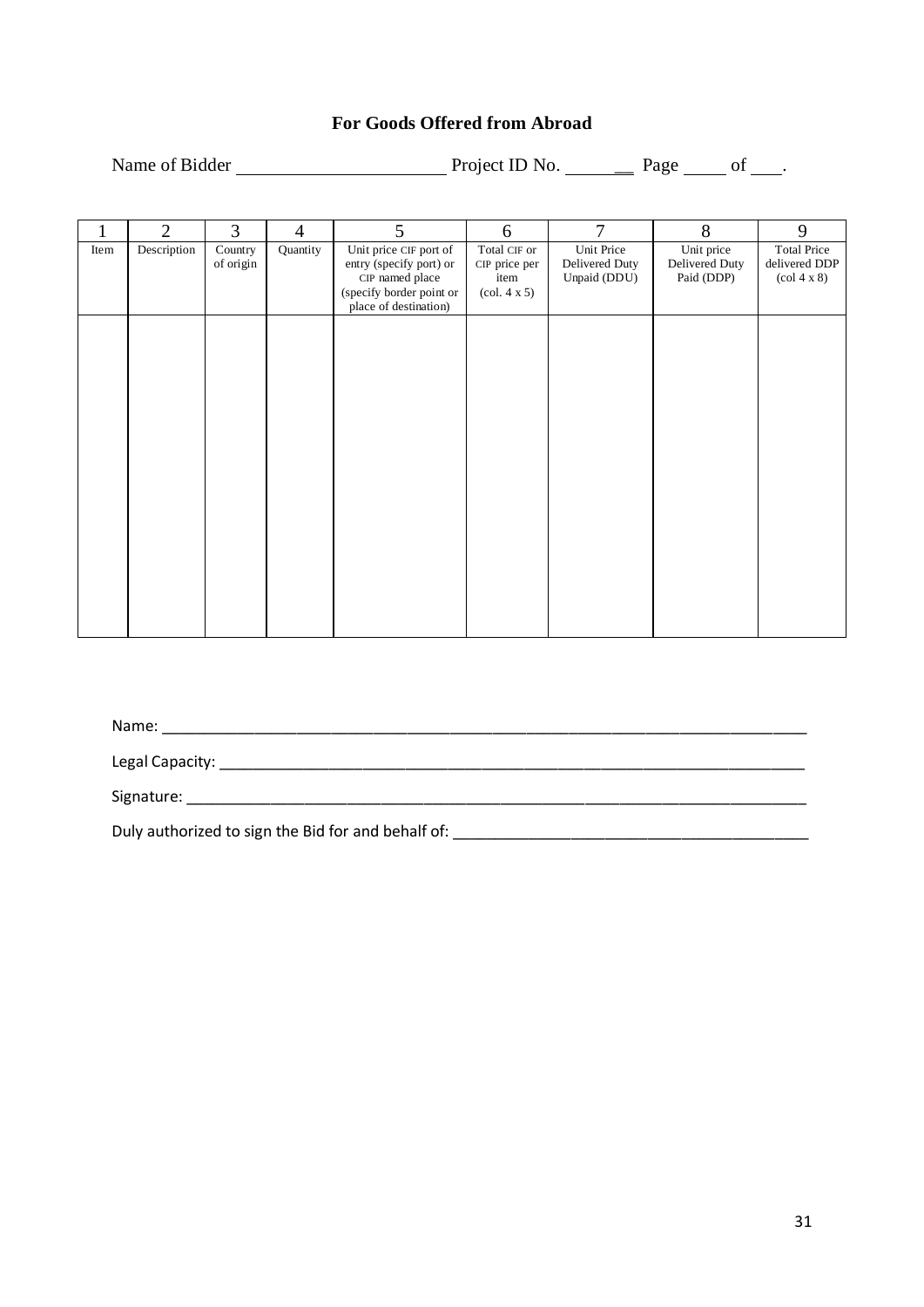**For Goods Offered from Abroad**

Name of Bidder \_\_\_\_\_\_\_\_\_\_\_\_\_\_\_\_\_\_\_\_\_\_ Project ID No. \_\_\_\_\_\_\_\_ Page \_\_\_\_\_ of \_\_\_\_.

| 1 | 2 | 3 | 4 | 5 | 6 | 7 | 8 | 9 |
|---|---|---|---|---|---|---|---|---|
| Item | Description | Country of origin | Quantity | Unit price CIF port of entry (specify port) or CIP named place (specify border point or place of destination) | Total CIF or CIP price per item (col. 4 x 5) | Unit Price Delivered Duty Unpaid (DDU) | Unit price Delivered Duty Paid (DDP) | Total Price delivered DDP (col 4 x 8) |
| | | | | | | | | |

Name: \_\_\_\_\_\_\_\_\_\_\_\_\_\_\_\_\_\_\_\_\_\_\_\_\_\_\_\_\_\_\_\_\_\_\_\_\_\_\_\_\_\_\_\_\_\_\_\_\_\_\_\_\_\_\_\_\_\_\_\_\_\_\_\_\_\_\_\_\_\_\_\_\_\_\_\_

Legal Capacity: \_\_\_\_\_\_\_\_\_\_\_\_\_\_\_\_\_\_\_\_\_\_\_\_\_\_\_\_\_\_\_\_\_\_\_\_\_\_\_\_\_\_\_\_\_\_\_\_\_\_\_\_\_\_\_\_\_\_\_\_\_\_\_\_\_\_\_\_\_

Signature: \_\_\_\_\_\_\_\_\_\_\_\_\_\_\_\_\_\_\_\_\_\_\_\_\_\_\_\_\_\_\_\_\_\_\_\_\_\_\_\_\_\_\_\_\_\_\_\_\_\_\_\_\_\_\_\_\_\_\_\_\_\_\_\_\_\_\_\_\_\_\_\_\_\_

Duly authorized to sign the Bid for and behalf of: \_\_\_\_\_\_\_\_\_\_\_\_\_\_\_\_\_\_\_\_\_\_\_\_\_\_\_\_\_\_\_\_\_\_\_\_\_\_\_\_\_\_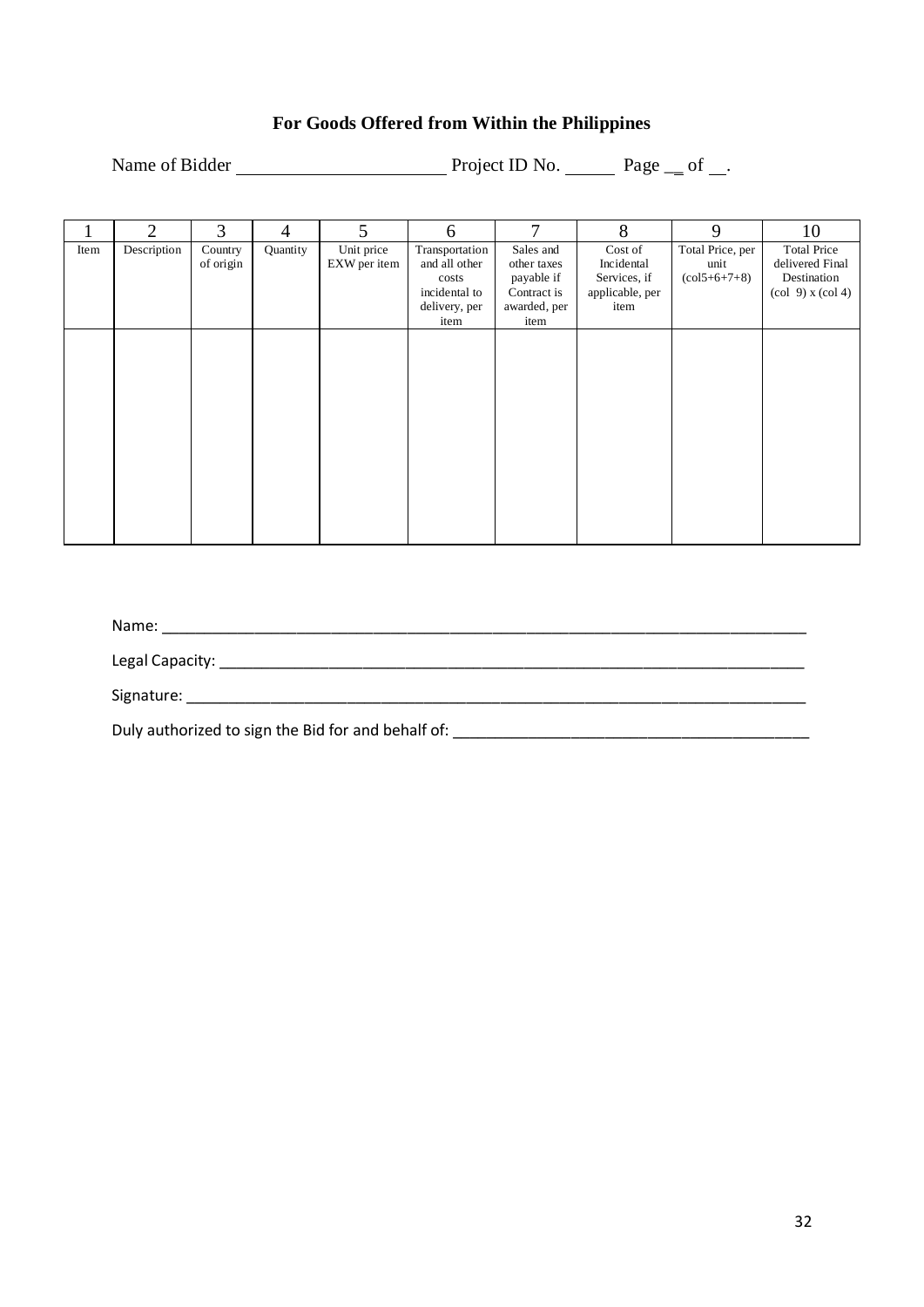## For Goods Offered from Within the Philippines

Name of Bidder ______________________ Project ID No. _____ Page __ of __.

| 1 | 2 | 3 | 4 | 5 | 6 | 7 | 8 | 9 | 10 |
|---|---|---|---|---|---|---|---|---|---|
| Item | Description | Country of origin | Quantity | Unit price EXW per item | Transportation and all other costs incidental to delivery, per item | Sales and other taxes payable if Contract is awarded, per item | Cost of Incidental Services, if applicable, per item | Total Price, per unit (col5+6+7+8) | Total Price delivered Final Destination (col 9) x (col 4) |
| | | | | | | | | | |

Name: ___________________________________________________________________________

Legal Capacity: _____________________________________________________________________

Signature: _________________________________________________________________________

Duly authorized to sign the Bid for and behalf of: ________________________________________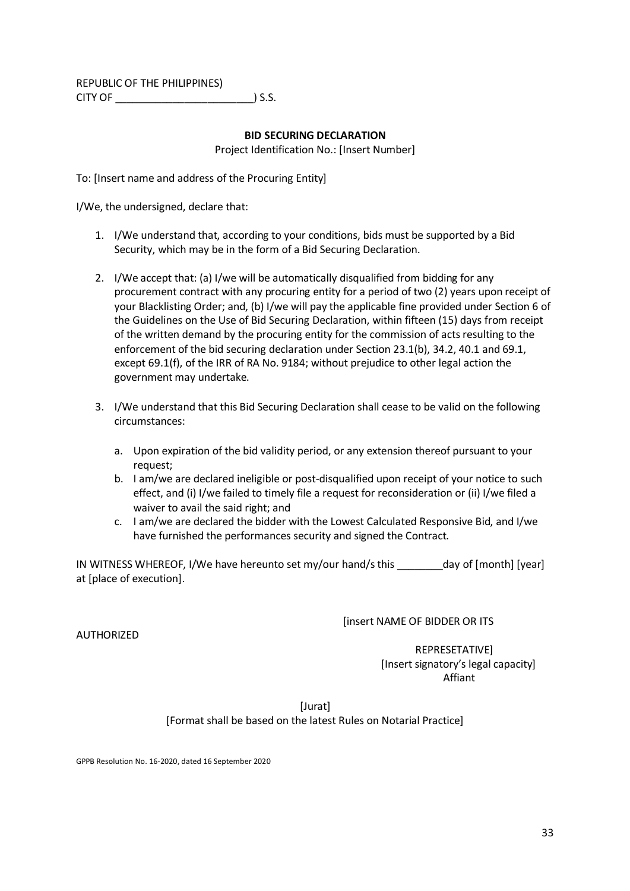REPUBLIC OF THE PHILIPPINES)
CITY OF ________________________) S.S.

**BID SECURING DECLARATION**

Project Identification No.: [Insert Number]

To: [Insert name and address of the Procuring Entity]

I/We, the undersigned, declare that:

1. I/We understand that, according to your conditions, bids must be supported by a Bid Security, which may be in the form of a Bid Securing Declaration.

2. I/We accept that: (a) I/we will be automatically disqualified from bidding for any procurement contract with any procuring entity for a period of two (2) years upon receipt of your Blacklisting Order; and, (b) I/we will pay the applicable fine provided under Section 6 of the Guidelines on the Use of Bid Securing Declaration, within fifteen (15) days from receipt of the written demand by the procuring entity for the commission of acts resulting to the enforcement of the bid securing declaration under Section 23.1(b), 34.2, 40.1 and 69.1, except 69.1(f), of the IRR of RA No. 9184; without prejudice to other legal action the government may undertake.

3. I/We understand that this Bid Securing Declaration shall cease to be valid on the following circumstances:

   a. Upon expiration of the bid validity period, or any extension thereof pursuant to your request;
   b. I am/we are declared ineligible or post-disqualified upon receipt of your notice to such effect, and (i) I/we failed to timely file a request for reconsideration or (ii) I/we filed a waiver to avail the said right; and
   c. I am/we are declared the bidder with the Lowest Calculated Responsive Bid, and I/we have furnished the performances security and signed the Contract.

IN WITNESS WHEREOF, I/We have hereunto set my/our hand/s this ________day of [month] [year] at [place of execution].

[insert NAME OF BIDDER OR ITS AUTHORIZED REPRESETATIVE]
[Insert signatory's legal capacity]
Affiant

[Jurat]
[Format shall be based on the latest Rules on Notarial Practice]

GPPB Resolution No. 16-2020, dated 16 September 2020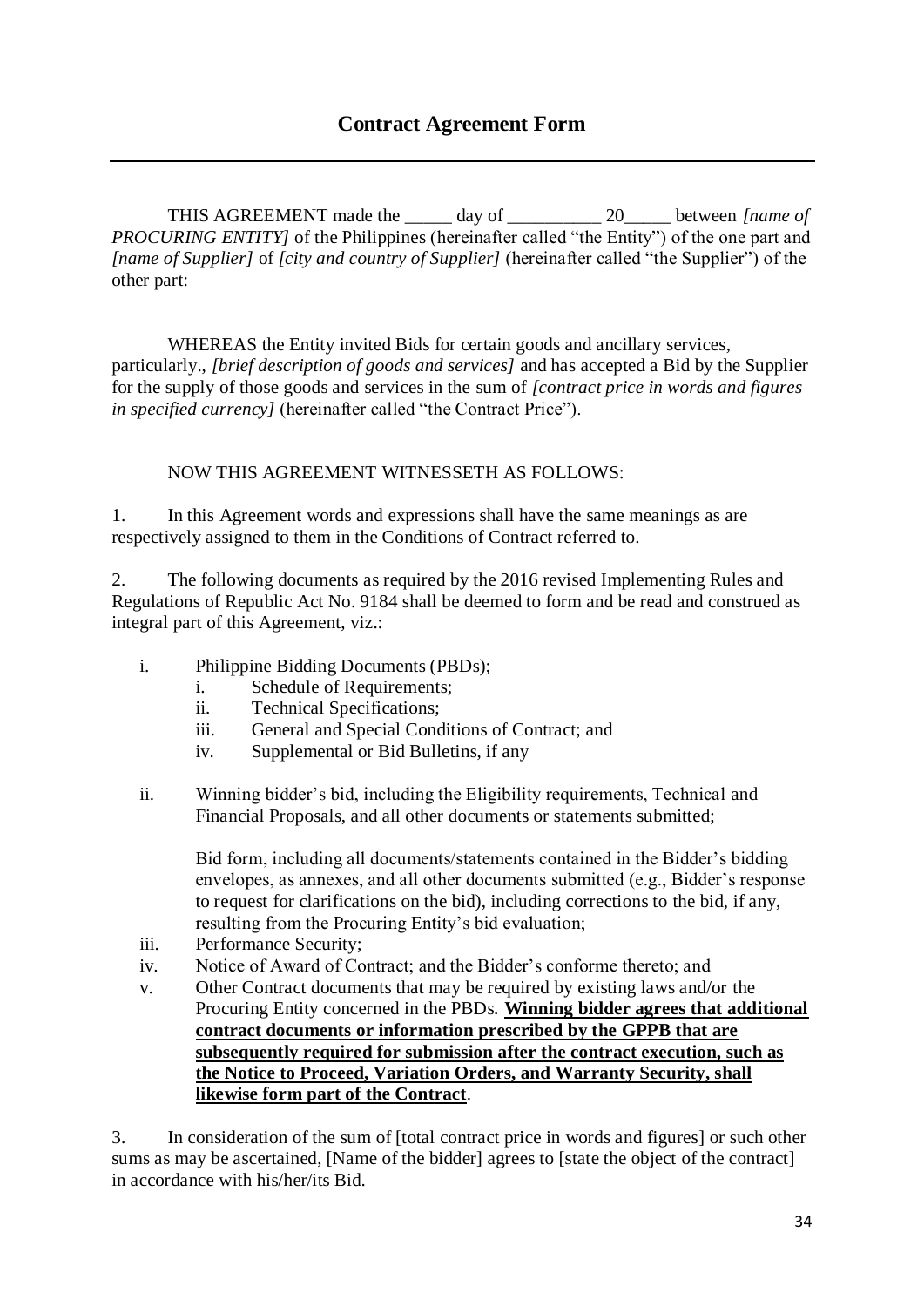## Contract Agreement Form

---

THIS AGREEMENT made the _____ day of __________ 20_____ between *[name of PROCURING ENTITY]* of the Philippines (hereinafter called "the Entity") of the one part and *[name of Supplier]* of *[city and country of Supplier]* (hereinafter called "the Supplier") of the other part:

WHEREAS the Entity invited Bids for certain goods and ancillary services, particularly., *[brief description of goods and services]* and has accepted a Bid by the Supplier for the supply of those goods and services in the sum of *[contract price in words and figures in specified currency]* (hereinafter called "the Contract Price").

NOW THIS AGREEMENT WITNESSETH AS FOLLOWS:

1. In this Agreement words and expressions shall have the same meanings as are respectively assigned to them in the Conditions of Contract referred to.

2. The following documents as required by the 2016 revised Implementing Rules and Regulations of Republic Act No. 9184 shall be deemed to form and be read and construed as integral part of this Agreement, viz.:

   i. Philippine Bidding Documents (PBDs);
      i. Schedule of Requirements;
      ii. Technical Specifications;
      iii. General and Special Conditions of Contract; and
      iv. Supplemental or Bid Bulletins, if any

   ii. Winning bidder's bid, including the Eligibility requirements, Technical and Financial Proposals, and all other documents or statements submitted;

      Bid form, including all documents/statements contained in the Bidder's bidding envelopes, as annexes, and all other documents submitted (e.g., Bidder's response to request for clarifications on the bid), including corrections to the bid, if any, resulting from the Procuring Entity's bid evaluation;

   iii. Performance Security;

   iv. Notice of Award of Contract; and the Bidder's conforme thereto; and

   v. Other Contract documents that may be required by existing laws and/or the Procuring Entity concerned in the PBDs. <u>**Winning bidder agrees that additional contract documents or information prescribed by the GPPB that are subsequently required for submission after the contract execution, such as the Notice to Proceed, Variation Orders, and Warranty Security, shall likewise form part of the Contract**</u>.

3. In consideration of the sum of [total contract price in words and figures] or such other sums as may be ascertained, [Name of the bidder] agrees to [state the object of the contract] in accordance with his/her/its Bid.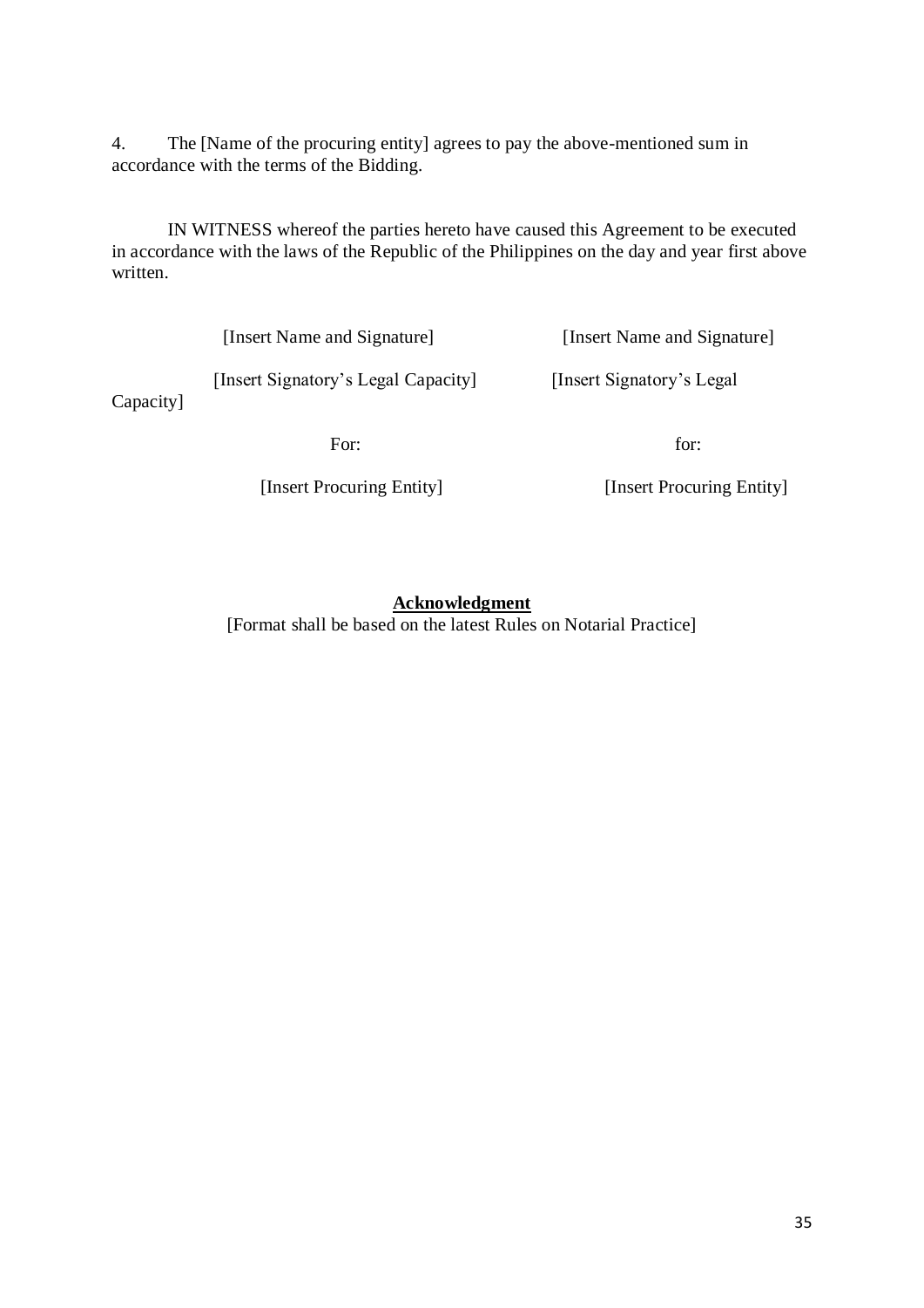4. The [Name of the procuring entity] agrees to pay the above-mentioned sum in accordance with the terms of the Bidding.

IN WITNESS whereof the parties hereto have caused this Agreement to be executed in accordance with the laws of the Republic of the Philippines on the day and year first above written.

| | |
|---|---|
| [Insert Name and Signature] | [Insert Name and Signature] |
| [Insert Signatory's Legal Capacity] | [Insert Signatory's Legal Capacity] |
| For: | for: |
| [Insert Procuring Entity] | [Insert Procuring Entity] |

**Acknowledgment**

[Format shall be based on the latest Rules on Notarial Practice]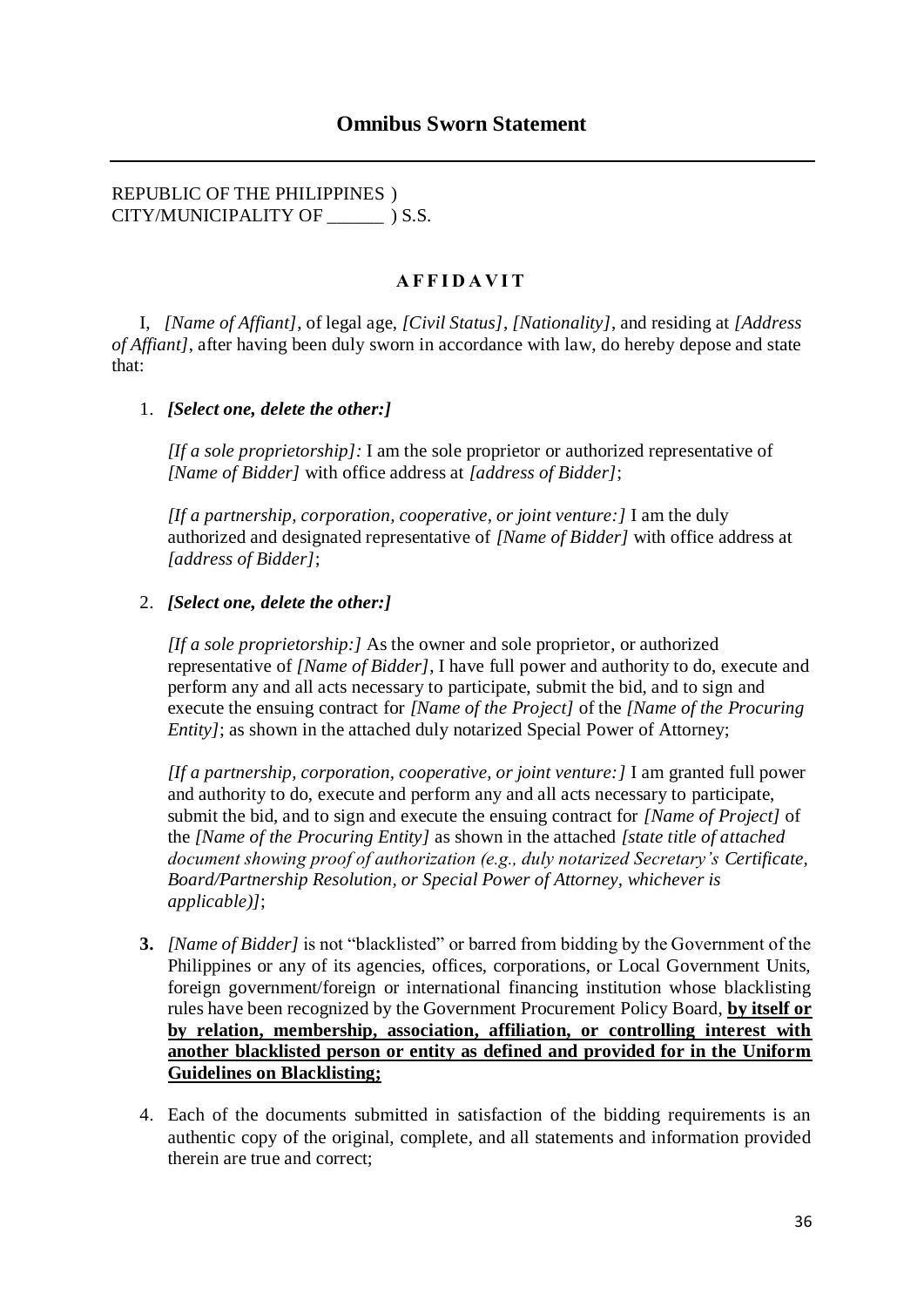# Omnibus Sworn Statement

---

REPUBLIC OF THE PHILIPPINES )
CITY/MUNICIPALITY OF ______ ) S.S.

**A F F I D A V I T**

I, *[Name of Affiant]*, of legal age, *[Civil Status]*, *[Nationality]*, and residing at *[Address of Affiant]*, after having been duly sworn in accordance with law, do hereby depose and state that:

1. ***[Select one, delete the other:]***

   *[If a sole proprietorship]:* I am the sole proprietor or authorized representative of *[Name of Bidder]* with office address at *[address of Bidder]*;

   *[If a partnership, corporation, cooperative, or joint venture:]* I am the duly authorized and designated representative of *[Name of Bidder]* with office address at *[address of Bidder]*;

2. ***[Select one, delete the other:]***

   *[If a sole proprietorship:]* As the owner and sole proprietor, or authorized representative of *[Name of Bidder]*, I have full power and authority to do, execute and perform any and all acts necessary to participate, submit the bid, and to sign and execute the ensuing contract for *[Name of the Project]* of the *[Name of the Procuring Entity]*; as shown in the attached duly notarized Special Power of Attorney;

   *[If a partnership, corporation, cooperative, or joint venture:]* I am granted full power and authority to do, execute and perform any and all acts necessary to participate, submit the bid, and to sign and execute the ensuing contract for *[Name of Project]* of the *[Name of the Procuring Entity]* as shown in the attached *[state title of attached document showing proof of authorization (e.g., duly notarized Secretary's Certificate, Board/Partnership Resolution, or Special Power of Attorney, whichever is applicable)]*;

3. *[Name of Bidder]* is not "blacklisted" or barred from bidding by the Government of the Philippines or any of its agencies, offices, corporations, or Local Government Units, foreign government/foreign or international financing institution whose blacklisting rules have been recognized by the Government Procurement Policy Board, **by itself or by relation, membership, association, affiliation, or controlling interest with another blacklisted person or entity as defined and provided for in the Uniform Guidelines on Blacklisting;**

4. Each of the documents submitted in satisfaction of the bidding requirements is an authentic copy of the original, complete, and all statements and information provided therein are true and correct;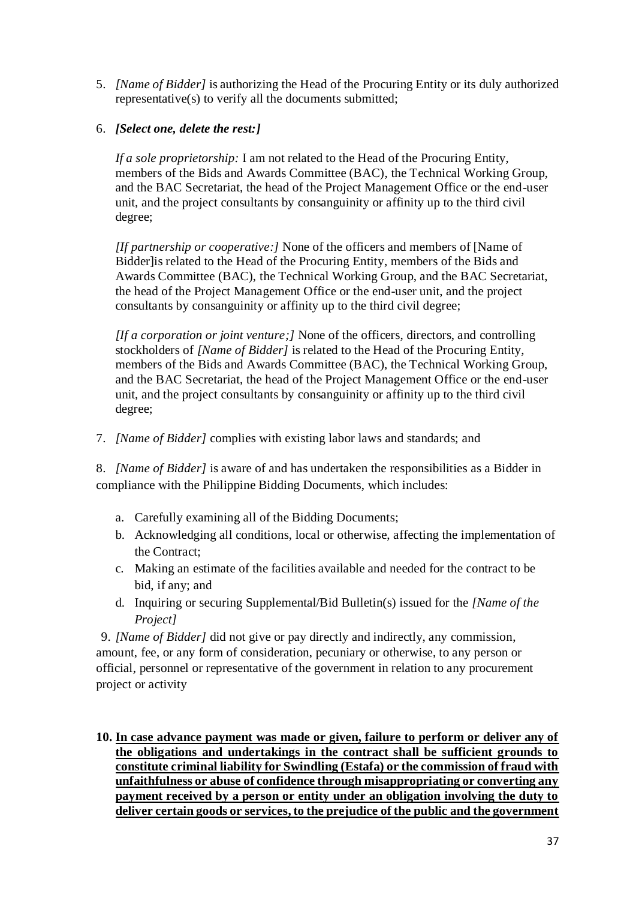5. *[Name of Bidder]* is authorizing the Head of the Procuring Entity or its duly authorized representative(s) to verify all the documents submitted;

6. ***[Select one, delete the rest:]***

   *If a sole proprietorship:* I am not related to the Head of the Procuring Entity, members of the Bids and Awards Committee (BAC), the Technical Working Group, and the BAC Secretariat, the head of the Project Management Office or the end-user unit, and the project consultants by consanguinity or affinity up to the third civil degree;

   *[If partnership or cooperative:]* None of the officers and members of [Name of Bidder]is related to the Head of the Procuring Entity, members of the Bids and Awards Committee (BAC), the Technical Working Group, and the BAC Secretariat, the head of the Project Management Office or the end-user unit, and the project consultants by consanguinity or affinity up to the third civil degree;

   *[If a corporation or joint venture;]* None of the officers, directors, and controlling stockholders of *[Name of Bidder]* is related to the Head of the Procuring Entity, members of the Bids and Awards Committee (BAC), the Technical Working Group, and the BAC Secretariat, the head of the Project Management Office or the end-user unit, and the project consultants by consanguinity or affinity up to the third civil degree;

7. *[Name of Bidder]* complies with existing labor laws and standards; and

8. *[Name of Bidder]* is aware of and has undertaken the responsibilities as a Bidder in compliance with the Philippine Bidding Documents, which includes:

   a. Carefully examining all of the Bidding Documents;
   b. Acknowledging all conditions, local or otherwise, affecting the implementation of the Contract;
   c. Making an estimate of the facilities available and needed for the contract to be bid, if any; and
   d. Inquiring or securing Supplemental/Bid Bulletin(s) issued for the *[Name of the Project]*

9. *[Name of Bidder]* did not give or pay directly and indirectly, any commission, amount, fee, or any form of consideration, pecuniary or otherwise, to any person or official, personnel or representative of the government in relation to any procurement project or activity

10. **<u>In case advance payment was made or given, failure to perform or deliver any of the obligations and undertakings in the contract shall be sufficient grounds to constitute criminal liability for Swindling (Estafa) or the commission of fraud with unfaithfulness or abuse of confidence through misappropriating or converting any payment received by a person or entity under an obligation involving the duty to deliver certain goods or services, to the prejudice of the public and the government</u>**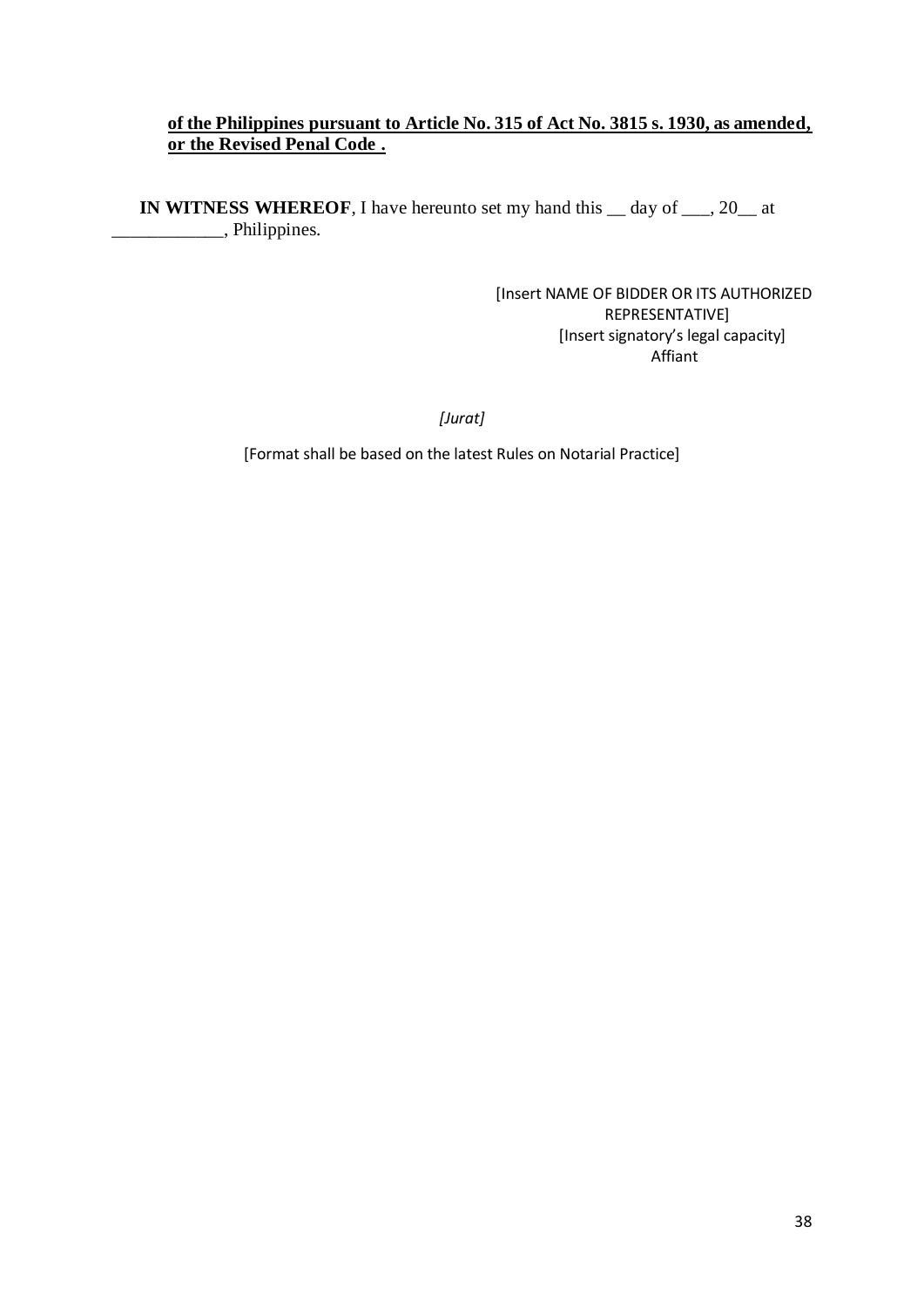**<u>of the Philippines pursuant to Article No. 315 of Act No. 3815 s. 1930, as amended, or the Revised Penal Code .</u>**

**IN WITNESS WHEREOF**, I have hereunto set my hand this __ day of ___, 20__ at ____________, Philippines.

[Insert NAME OF BIDDER OR ITS AUTHORIZED REPRESENTATIVE]
[Insert signatory's legal capacity]
Affiant

*[Jurat]*

[Format shall be based on the latest Rules on Notarial Practice]